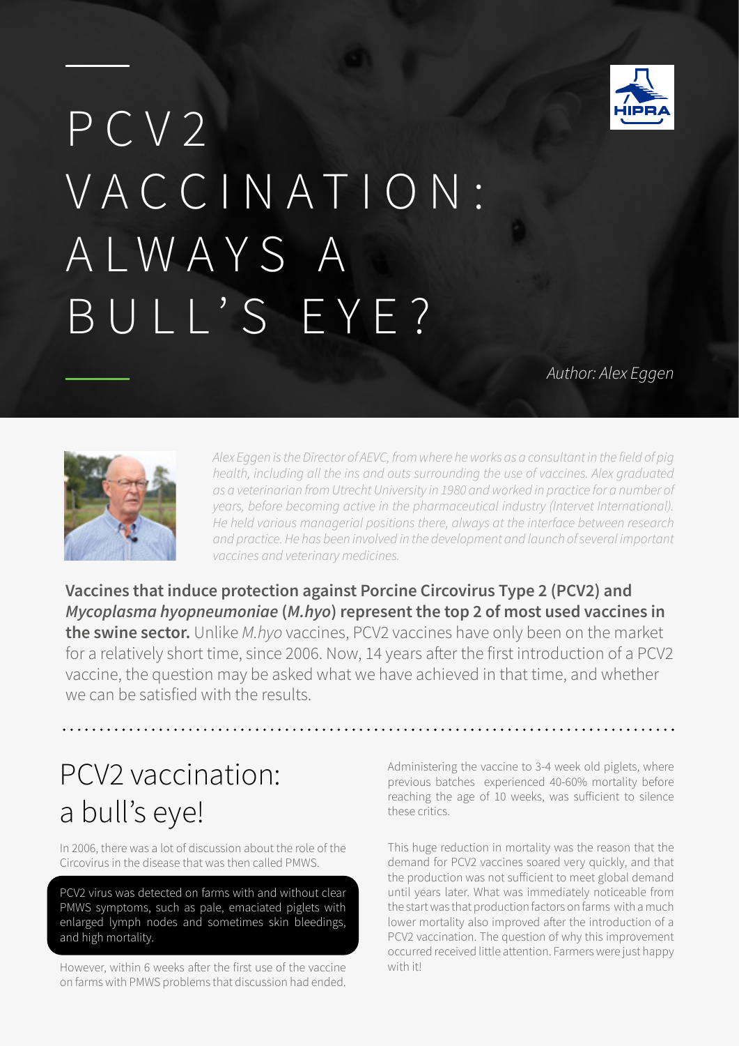# PCV2 VACCINATION: ALWAYS A BULL'S EYE?

*Author: Alex Eggen*

*Alex Eggen is the Director of AEVC, from where he works as a consultant in the field of pig health, including all the ins and outs surrounding the use of vaccines. Alex graduated as a veterinarian from Utrecht University in 1980 and worked in practice for a number of years, before becoming active in the pharmaceutical industry (Intervet International). He held various managerial positions there, always at the interface between research and practice. He has been involved in the development and launch of several important vaccines and veterinary medicines.*

**Vaccines that induce protection against Porcine Circovirus Type 2 (PCV2) and *Mycoplasma hyopneumoniae* (*M.hyo*) represent the top 2 of most used vaccines in the swine sector.** Unlike *M.hyo* vaccines, PCV2 vaccines have only been on the market for a relatively short time, since 2006. Now, 14 years after the first introduction of a PCV2 vaccine, the question may be asked what we have achieved in that time, and whether we can be satisfied with the results.

## PCV2 vaccination: a bull's eye!

In 2006, there was a lot of discussion about the role of the Circovirus in the disease that was then called PMWS.

PCV2 virus was detected on farms with and without clear PMWS symptoms, such as pale, emaciated piglets with enlarged lymph nodes and sometimes skin bleedings, and high mortality.

However, within 6 weeks after the first use of the vaccine on farms with PMWS problems that discussion had ended.

Administering the vaccine to 3-4 week old piglets, where previous batches experienced 40-60% mortality before reaching the age of 10 weeks, was sufficient to silence these critics.

This huge reduction in mortality was the reason that the demand for PCV2 vaccines soared very quickly, and that the production was not sufficient to meet global demand until years later. What was immediately noticeable from the start was that production factors on farms with a much lower mortality also improved after the introduction of a PCV2 vaccination. The question of why this improvement occurred received little attention. Farmers were just happy with it!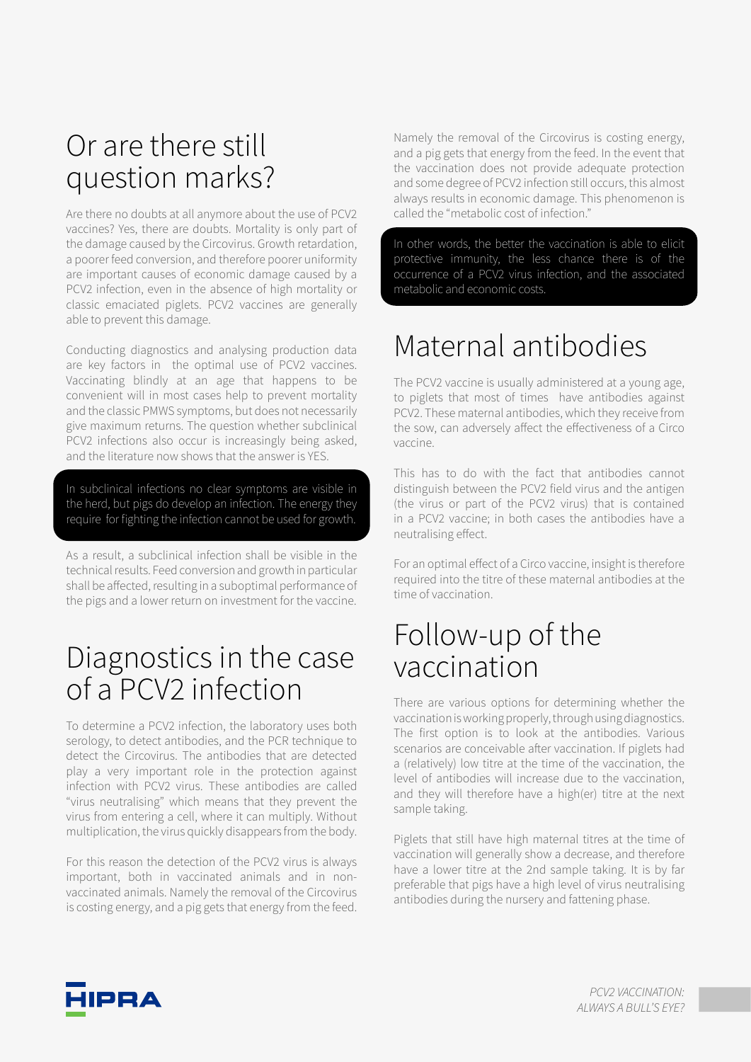## Or are there still question marks?

Are there no doubts at all anymore about the use of PCV2 vaccines? Yes, there are doubts. Mortality is only part of the damage caused by the Circovirus. Growth retardation, a poorer feed conversion, and therefore poorer uniformity are important causes of economic damage caused by a PCV2 infection, even in the absence of high mortality or classic emaciated piglets. PCV2 vaccines are generally able to prevent this damage.

Conducting diagnostics and analysing production data are key factors in the optimal use of PCV2 vaccines. Vaccinating blindly at an age that happens to be convenient will in most cases help to prevent mortality and the classic PMWS symptoms, but does not necessarily give maximum returns. The question whether subclinical PCV2 infections also occur is increasingly being asked, and the literature now shows that the answer is YES.

> In subclinical infections no clear symptoms are visible in the herd, but pigs do develop an infection. The energy they require for fighting the infection cannot be used for growth.

As a result, a subclinical infection shall be visible in the technical results. Feed conversion and growth in particular shall be affected, resulting in a suboptimal performance of the pigs and a lower return on investment for the vaccine.

## Diagnostics in the case of a PCV2 infection

To determine a PCV2 infection, the laboratory uses both serology, to detect antibodies, and the PCR technique to detect the Circovirus. The antibodies that are detected play a very important role in the protection against infection with PCV2 virus. These antibodies are called "virus neutralising" which means that they prevent the virus from entering a cell, where it can multiply. Without multiplication, the virus quickly disappears from the body.

For this reason the detection of the PCV2 virus is always important, both in vaccinated animals and in non-vaccinated animals. Namely the removal of the Circovirus is costing energy, and a pig gets that energy from the feed.

Namely the removal of the Circovirus is costing energy, and a pig gets that energy from the feed. In the event that the vaccination does not provide adequate protection and some degree of PCV2 infection still occurs, this almost always results in economic damage. This phenomenon is called the "metabolic cost of infection."

> In other words, the better the vaccination is able to elicit protective immunity, the less chance there is of the occurrence of a PCV2 virus infection, and the associated metabolic and economic costs.

## Maternal antibodies

The PCV2 vaccine is usually administered at a young age, to piglets that most of times have antibodies against PCV2. These maternal antibodies, which they receive from the sow, can adversely affect the effectiveness of a Circo vaccine.

This has to do with the fact that antibodies cannot distinguish between the PCV2 field virus and the antigen (the virus or part of the PCV2 virus) that is contained in a PCV2 vaccine; in both cases the antibodies have a neutralising effect.

For an optimal effect of a Circo vaccine, insight is therefore required into the titre of these maternal antibodies at the time of vaccination.

## Follow-up of the vaccination

There are various options for determining whether the vaccination is working properly, through using diagnostics. The first option is to look at the antibodies. Various scenarios are conceivable after vaccination. If piglets had a (relatively) low titre at the time of the vaccination, the level of antibodies will increase due to the vaccination, and they will therefore have a high(er) titre at the next sample taking.

Piglets that still have high maternal titres at the time of vaccination will generally show a decrease, and therefore have a lower titre at the 2nd sample taking. It is by far preferable that pigs have a high level of virus neutralising antibodies during the nursery and fattening phase.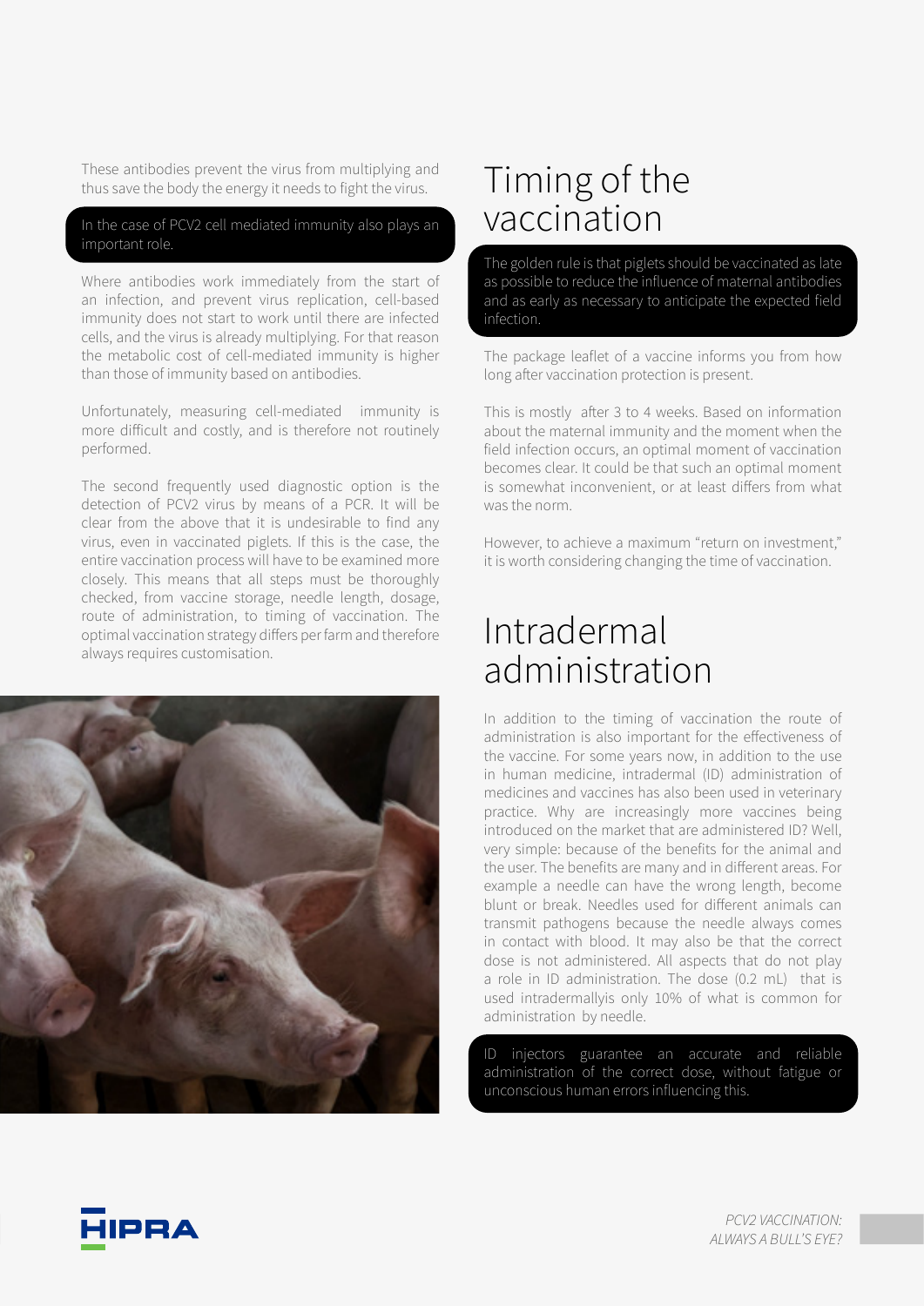These antibodies prevent the virus from multiplying and thus save the body the energy it needs to fight the virus.

**In the case of PCV2 cell mediated immunity also plays an important role.**

Where antibodies work immediately from the start of an infection, and prevent virus replication, cell-based immunity does not start to work until there are infected cells, and the virus is already multiplying. For that reason the metabolic cost of cell-mediated immunity is higher than those of immunity based on antibodies.

Unfortunately, measuring cell-mediated immunity is more difficult and costly, and is therefore not routinely performed.

The second frequently used diagnostic option is the detection of PCV2 virus by means of a PCR. It will be clear from the above that it is undesirable to find any virus, even in vaccinated piglets. If this is the case, the entire vaccination process will have to be examined more closely. This means that all steps must be thoroughly checked, from vaccine storage, needle length, dosage, route of administration, to timing of vaccination. The optimal vaccination strategy differs per farm and therefore always requires customisation.

# Timing of the vaccination

**The golden rule is that piglets should be vaccinated as late as possible to reduce the influence of maternal antibodies and as early as necessary to anticipate the expected field infection.**

The package leaflet of a vaccine informs you from how long after vaccination protection is present.

This is mostly after 3 to 4 weeks. Based on information about the maternal immunity and the moment when the field infection occurs, an optimal moment of vaccination becomes clear. It could be that such an optimal moment is somewhat inconvenient, or at least differs from what was the norm.

However, to achieve a maximum "return on investment," it is worth considering changing the time of vaccination.

# Intradermal administration

In addition to the timing of vaccination the route of administration is also important for the effectiveness of the vaccine. For some years now, in addition to the use in human medicine, intradermal (ID) administration of medicines and vaccines has also been used in veterinary practice. Why are increasingly more vaccines being introduced on the market that are administered ID? Well, very simple: because of the benefits for the animal and the user. The benefits are many and in different areas. For example a needle can have the wrong length, become blunt or break. Needles used for different animals can transmit pathogens because the needle always comes in contact with blood. It may also be that the correct dose is not administered. All aspects that do not play a role in ID administration. The dose (0.2 mL) that is used intradermallyis only 10% of what is common for administration by needle.

**ID injectors guarantee an accurate and reliable administration of the correct dose, without fatigue or unconscious human errors influencing this.**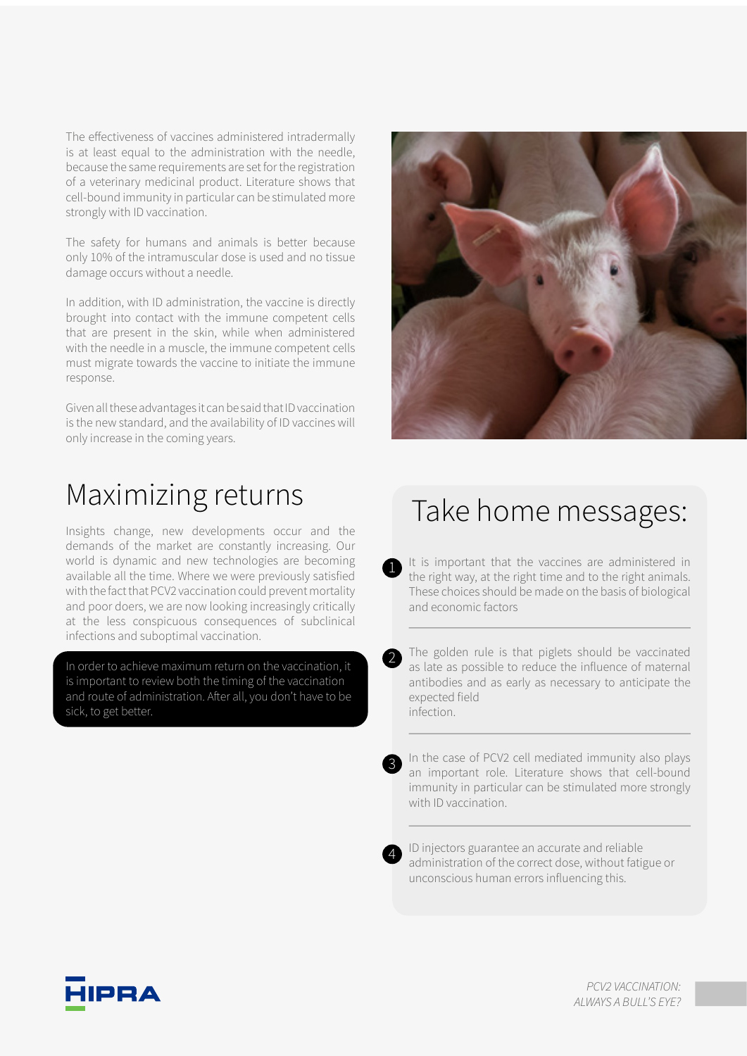The effectiveness of vaccines administered intradermally is at least equal to the administration with the needle, because the same requirements are set for the registration of a veterinary medicinal product. Literature shows that cell-bound immunity in particular can be stimulated more strongly with ID vaccination.

The safety for humans and animals is better because only 10% of the intramuscular dose is used and no tissue damage occurs without a needle.

In addition, with ID administration, the vaccine is directly brought into contact with the immune competent cells that are present in the skin, while when administered with the needle in a muscle, the immune competent cells must migrate towards the vaccine to initiate the immune response.

Given all these advantages it can be said that ID vaccination is the new standard, and the availability of ID vaccines will only increase in the coming years.

# Maximizing returns

Insights change, new developments occur and the demands of the market are constantly increasing. Our world is dynamic and new technologies are becoming available all the time. Where we were previously satisfied with the fact that PCV2 vaccination could prevent mortality and poor doers, we are now looking increasingly critically at the less conspicuous consequences of subclinical infections and suboptimal vaccination.

In order to achieve maximum return on the vaccination, it is important to review both the timing of the vaccination and route of administration. After all, you don't have to be sick, to get better.

# Take home messages:

1. It is important that the vaccines are administered in the right way, at the right time and to the right animals. These choices should be made on the basis of biological and economic factors

2. The golden rule is that piglets should be vaccinated as late as possible to reduce the influence of maternal antibodies and as early as necessary to anticipate the expected field infection.

3. In the case of PCV2 cell mediated immunity also plays an important role. Literature shows that cell-bound immunity in particular can be stimulated more strongly with ID vaccination.

4. ID injectors guarantee an accurate and reliable administration of the correct dose, without fatigue or unconscious human errors influencing this.